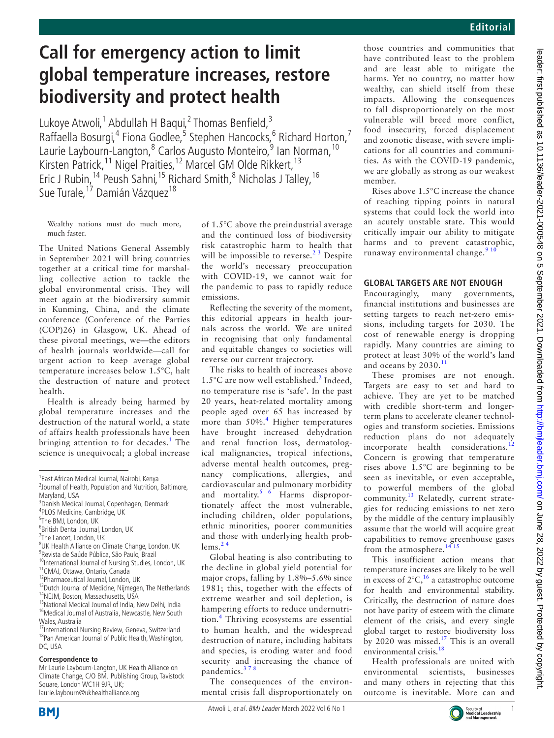# Call for emergency action to limit global temperature increases, restore biodiversity and protect health

Lukoye Atwoli,[1] Abdullah H Baqui,[2] Thomas Benfield,[3] Raffaella Bosurgi,[4] Fiona Godlee,[5] Stephen Hancocks,[6] Richard Horton,[7] Laurie Laybourn-Langton,[8] Carlos Augusto Monteiro,[9] Ian Norman,[10] Kirsten Patrick,[11] Nigel Praities,[12] Marcel GM Olde Rikkert,[13] Eric J Rubin,[14] Peush Sahni,[15] Richard Smith,[8] Nicholas J Talley,[16] Sue Turale,[17] Damián Vázquez[18]

Wealthy nations must do much more, much faster.

The United Nations General Assembly in September 2021 will bring countries together at a critical time for marshalling collective action to tackle the global environmental crisis. They will meet again at the biodiversity summit in Kunming, China, and the climate conference (Conference of the Parties (COP)26) in Glasgow, UK. Ahead of these pivotal meetings, we—the editors of health journals worldwide—call for urgent action to keep average global temperature increases below 1.5°C, halt the destruction of nature and protect health.

Health is already being harmed by global temperature increases and the destruction of the natural world, a state of affairs health professionals have been bringing attention to for decades.[1] The science is unequivocal; a global increase of 1.5°C above the preindustrial average and the continued loss of biodiversity risk catastrophic harm to health that will be impossible to reverse.[2 3] Despite the world's necessary preoccupation with COVID-19, we cannot wait for the pandemic to pass to rapidly reduce emissions.

Reflecting the severity of the moment, this editorial appears in health journals across the world. We are united in recognising that only fundamental and equitable changes to societies will reverse our current trajectory.

The risks to health of increases above 1.5°C are now well established.[2] Indeed, no temperature rise is 'safe'. In the past 20 years, heat-related mortality among people aged over 65 has increased by more than 50%.[4] Higher temperatures have brought increased dehydration and renal function loss, dermatological malignancies, tropical infections, adverse mental health outcomes, pregnancy complications, allergies, and cardiovascular and pulmonary morbidity and mortality.[5 6] Harms disproportionately affect the most vulnerable, including children, older populations, ethnic minorities, poorer communities and those with underlying health problems.[2 4]

Global heating is also contributing to the decline in global yield potential for major crops, falling by 1.8%–5.6% since 1981; this, together with the effects of extreme weather and soil depletion, is hampering efforts to reduce undernutrition.[4] Thriving ecosystems are essential to human health, and the widespread destruction of nature, including habitats and species, is eroding water and food security and increasing the chance of pandemics.[3 7 8]

The consequences of the environmental crisis fall disproportionately on those countries and communities that have contributed least to the problem and are least able to mitigate the harms. Yet no country, no matter how wealthy, can shield itself from these impacts. Allowing the consequences to fall disproportionately on the most vulnerable will breed more conflict, food insecurity, forced displacement and zoonotic disease, with severe implications for all countries and communities. As with the COVID-19 pandemic, we are globally as strong as our weakest member.

Rises above 1.5°C increase the chance of reaching tipping points in natural systems that could lock the world into an acutely unstable state. This would critically impair our ability to mitigate harms and to prevent catastrophic, runaway environmental change.[9 10]

## GLOBAL TARGETS ARE NOT ENOUGH

Encouragingly, many governments, financial institutions and businesses are setting targets to reach net-zero emissions, including targets for 2030. The cost of renewable energy is dropping rapidly. Many countries are aiming to protect at least 30% of the world's land and oceans by 2030.[11]

These promises are not enough. Targets are easy to set and hard to achieve. They are yet to be matched with credible short-term and longer-term plans to accelerate cleaner technologies and transform societies. Emissions reduction plans do not adequately incorporate health considerations.[12] Concern is growing that temperature rises above 1.5°C are beginning to be seen as inevitable, or even acceptable, to powerful members of the global community.[13] Relatedly, current strategies for reducing emissions to net zero by the middle of the century implausibly assume that the world will acquire great capabilities to remove greenhouse gases from the atmosphere.[14 15]

This insufficient action means that temperature increases are likely to be well in excess of 2°C,[16] a catastrophic outcome for health and environmental stability. Critically, the destruction of nature does not have parity of esteem with the climate element of the crisis, and every single global target to restore biodiversity loss by 2020 was missed.[17] This is an overall environmental crisis.[18]

Health professionals are united with environmental scientists, businesses and many others in rejecting that this outcome is inevitable. More can and

---

[1] East African Medical Journal, Nairobi, Kenya
[2] Journal of Health, Population and Nutrition, Baltimore, Maryland, USA
[3] Danish Medical Journal, Copenhagen, Denmark
[4] PLOS Medicine, Cambridge, UK
[5] The BMJ, London, UK
[6] British Dental Journal, London, UK
[7] The Lancet, London, UK
[8] UK Health Alliance on Climate Change, London, UK
[9] Revista de Saúde Pública, São Paulo, Brazil
[10] International Journal of Nursing Studies, London, UK
[11] CMAJ, Ottawa, Ontario, Canada
[12] Pharmaceutical Journal, London, UK
[13] Dutch Journal of Medicine, Nijmegen, The Netherlands
[14] NEJM, Boston, Massachusetts, USA
[15] National Medical Journal of India, New Delhi, India
[16] Medical Journal of Australia, Newcastle, New South Wales, Australia
[17] International Nursing Review, Geneva, Switzerland
[18] Pan American Journal of Public Health, Washington, DC, USA

**Correspondence to**
Mr Laurie Laybourn-Langton, UK Health Alliance on Climate Change, C/O BMJ Publishing Group, Tavistock Square, London WC1H 9JR, UK; laurie.laybourn@ukhealthalliance.org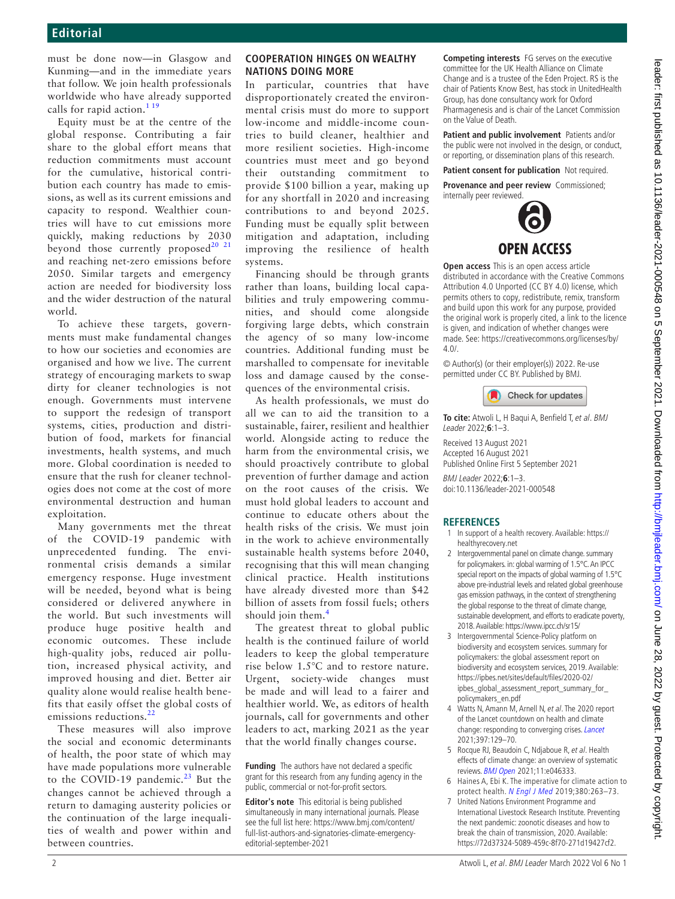must be done now—in Glasgow and Kunming—and in the immediate years that follow. We join health professionals worldwide who have already supported calls for rapid action.[1 19]

Equity must be at the centre of the global response. Contributing a fair share to the global effort means that reduction commitments must account for the cumulative, historical contribution each country has made to emissions, as well as its current emissions and capacity to respond. Wealthier countries will have to cut emissions more quickly, making reductions by 2030 beyond those currently proposed[20 21] and reaching net-zero emissions before 2050. Similar targets and emergency action are needed for biodiversity loss and the wider destruction of the natural world.

To achieve these targets, governments must make fundamental changes to how our societies and economies are organised and how we live. The current strategy of encouraging markets to swap dirty for cleaner technologies is not enough. Governments must intervene to support the redesign of transport systems, cities, production and distribution of food, markets for financial investments, health systems, and much more. Global coordination is needed to ensure that the rush for cleaner technologies does not come at the cost of more environmental destruction and human exploitation.

Many governments met the threat of the COVID-19 pandemic with unprecedented funding. The environmental crisis demands a similar emergency response. Huge investment will be needed, beyond what is being considered or delivered anywhere in the world. But such investments will produce huge positive health and economic outcomes. These include high-quality jobs, reduced air pollution, increased physical activity, and improved housing and diet. Better air quality alone would realise health benefits that easily offset the global costs of emissions reductions.[22]

These measures will also improve the social and economic determinants of health, the poor state of which may have made populations more vulnerable to the COVID-19 pandemic.[23] But the changes cannot be achieved through a return to damaging austerity policies or the continuation of the large inequalities of wealth and power within and between countries.

## COOPERATION HINGES ON WEALTHY NATIONS DOING MORE

In particular, countries that have disproportionately created the environmental crisis must do more to support low-income and middle-income countries to build cleaner, healthier and more resilient societies. High-income countries must meet and go beyond their outstanding commitment to provide $100 billion a year, making up for any shortfall in 2020 and increasing contributions to and beyond 2025. Funding must be equally split between mitigation and adaptation, including improving the resilience of health systems.

Financing should be through grants rather than loans, building local capabilities and truly empowering communities, and should come alongside forgiving large debts, which constrain the agency of so many low-income countries. Additional funding must be marshalled to compensate for inevitable loss and damage caused by the consequences of the environmental crisis.

As health professionals, we must do all we can to aid the transition to a sustainable, fairer, resilient and healthier world. Alongside acting to reduce the harm from the environmental crisis, we should proactively contribute to global prevention of further damage and action on the root causes of the crisis. We must hold global leaders to account and continue to educate others about the health risks of the crisis. We must join in the work to achieve environmentally sustainable health systems before 2040, recognising that this will mean changing clinical practice. Health institutions have already divested more than $42 billion of assets from fossil fuels; others should join them.[4]

The greatest threat to global public health is the continued failure of world leaders to keep the global temperature rise below 1.5°C and to restore nature. Urgent, society-wide changes must be made and will lead to a fairer and healthier world. We, as editors of health journals, call for governments and other leaders to act, marking 2021 as the year that the world finally changes course.

**Funding** The authors have not declared a specific grant for this research from any funding agency in the public, commercial or not-for-profit sectors.

**Editor's note** This editorial is being published simultaneously in many international journals. Please see the full list here: https://www.bmj.com/content/full-list-authors-and-signatories-climate-emergency-editorial-september-2021

**Competing interests** FG serves on the executive committee for the UK Health Alliance on Climate Change and is a trustee of the Eden Project. RS is the chair of Patients Know Best, has stock in UnitedHealth Group, has done consultancy work for Oxford Pharmagenesis and is chair of the Lancet Commission on the Value of Death.

**Patient and public involvement** Patients and/or the public were not involved in the design, or conduct, or reporting, or dissemination plans of this research.

**Patient consent for publication** Not required.

**Provenance and peer review** Commissioned; internally peer reviewed.

**OPEN ACCESS**

**Open access** This is an open access article distributed in accordance with the Creative Commons Attribution 4.0 Unported (CC BY 4.0) license, which permits others to copy, redistribute, remix, transform and build upon this work for any purpose, provided the original work is properly cited, a link to the licence is given, and indication of whether changes were made. See: https://creativecommons.org/licenses/by/4.0/.

© Author(s) (or their employer(s)) 2022. Re-use permitted under CC BY. Published by BMJ.

Check for updates

**To cite:** Atwoli L, H Baqui A, Benfield T, *et al*. *BMJ Leader* 2022;**6**:1–3.

Received 13 August 2021
Accepted 16 August 2021
Published Online First 5 September 2021

*BMJ Leader* 2022;**6**:1–3.
doi:10.1136/leader-2021-000548

## REFERENCES

1. In support of a health recovery. Available: https://healthyrecovery.net
2. Intergovernmental panel on climate change. summary for policymakers. in: global warming of 1.5°C. An IPCC special report on the impacts of global warming of 1.5°C above pre-industrial levels and related global greenhouse gas emission pathways, in the context of strengthening the global response to the threat of climate change, sustainable development, and efforts to eradicate poverty, 2018. Available: https://www.ipcc.ch/sr15/
3. Intergovernmental Science-Policy platform on biodiversity and ecosystem services. summary for policymakers: the global assessment report on biodiversity and ecosystem services, 2019. Available: https://ipbes.net/sites/default/files/2020-02/ipbes_global_assessment_report_summary_for_policymakers_en.pdf
4. Watts N, Amann M, Arnell N, *et al*. The 2020 report of the Lancet countdown on health and climate change: responding to converging crises. *Lancet* 2021;397:129–70.
5. Rocque RJ, Beaudoin C, Ndjaboue R, *et al*. Health effects of climate change: an overview of systematic reviews. *BMJ Open* 2021;11:e046333.
6. Haines A, Ebi K. The imperative for climate action to protect health. *N Engl J Med* 2019;380:263–73.
7. United Nations Environment Programme and International Livestock Research Institute. Preventing the next pandemic: zoonotic diseases and how to break the chain of transmission, 2020. Available: https://72d37324-5089-459c-8f70-271d19427cf2.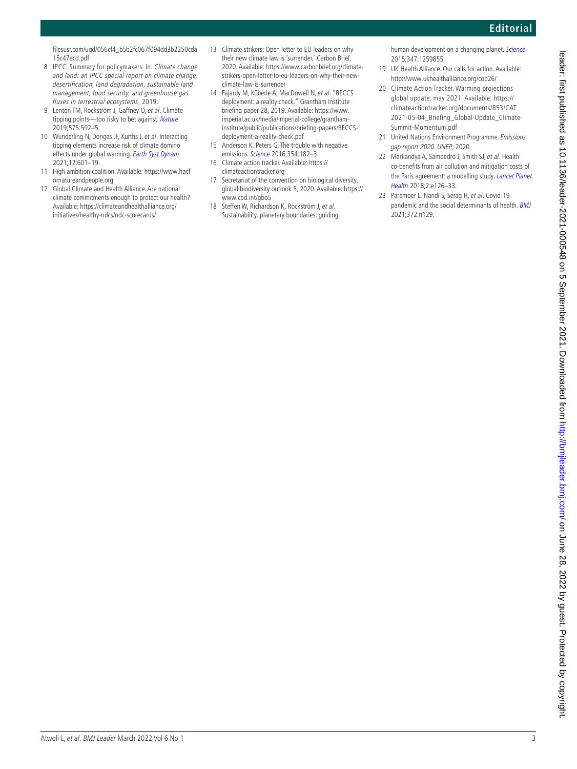filesusr.com/ugd/056cf4_b5b2fc067f094dd3b2250cda15c47acd.pdf

8 IPCC. Summary for policymakers. In: *Climate change and land: an IPCC special report on climate change, desertification, land degradation, sustainable land management, food security, and greenhouse gas fluxes in terrestrial ecosystems*, 2019.
9 Lenton TM, Rockström J, Gaffney O, *et al*. Climate tipping points—too risky to bet against. *Nature* 2019;575:592–5.
10 Wunderling N, Donges JF, Kurths J, *et al*. Interacting tipping elements increase risk of climate domino effects under global warming. *Earth Syst Dynam* 2021;12:601–19.
11 High ambition coalition. Available: https://www.hacfornatureandpeople.org
12 Global Climate and Health Alliance. Are national climate commitments enough to protect our health? Available: https://climateandhealthalliance.org/initiatives/healthy-ndcs/ndc-scorecards/
13 Climate strikers: Open letter to EU leaders on why their new climate law is 'surrender.' Carbon Brief, 2020. Available: https://www.carbonbrief.org/climate-strikers-open-letter-to-eu-leaders-on-why-their-new-climate-law-is-surrender
14 Fajardy M, Köberle A, MacDowell N, *et al*. "BECCS deployment: a reality check." Grantham Institute briefing paper 28, 2019. Available: https://www.imperial.ac.uk/media/imperial-college/grantham-institute/public/publications/briefing-papers/BECCS-deployment-a-reality-check.pdf
15 Anderson K, Peters G. The trouble with negative emissions. *Science* 2016;354:182–3.
16 Climate action tracker. Available: https://climateactiontracker.org
17 Secretariat of the convention on biological diversity. global biodiversity outlook 5, 2020. Available: https://www.cbd.int/gbo5
18 Steffen W, Richardson K, Rockström J, *et al*. Sustainability. planetary boundaries: guiding human development on a changing planet. *Science* 2015;347:1259855.
19 UK Health Alliance. Our calls for action. Available: http://www.ukhealthalliance.org/cop26/
20 Climate Action Tracker. Warming projections global update: may 2021. Available: https://climateactiontracker.org/documents/853/CAT_2021-05-04_Briefing_Global-Update_Climate-Summit-Momentum.pdf
21 United Nations Environment Programme. *Emissions gap report 2020. UNEP*, 2020.
22 Markandya A, Sampedro J, Smith SJ, *et al*. Health co-benefits from air pollution and mitigation costs of the Paris agreement: a modelling study. *Lancet Planet Health* 2018;2:e126–33.
23 Paremoer L, Nandi S, Serag H, *et al*. Covid-19 pandemic and the social determinants of health. *BMJ* 2021;372:n129.